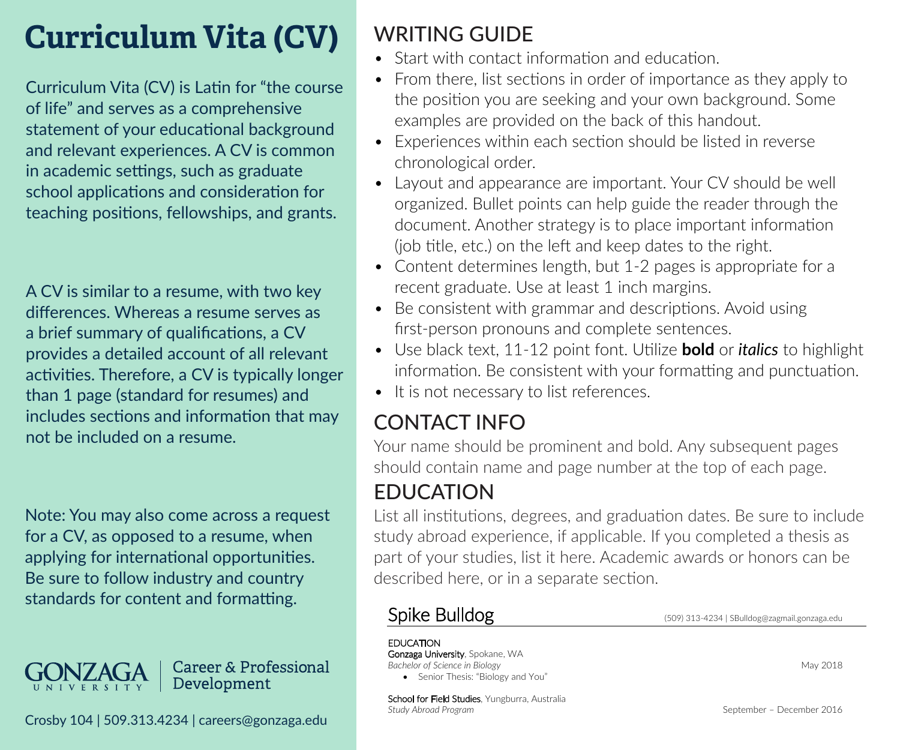# Curriculum Vita (CV)

Curriculum Vita (CV) is Latin for "the course of life" and serves as a comprehensive statement of your educational background and relevant experiences. A CV is common in academic settings, such as graduate school applications and consideration for teaching positions, fellowships, and grants.

A CV is similar to a resume, with two key differences. Whereas a resume serves as a brief summary of qualifications, a CV provides a detailed account of all relevant activities. Therefore, a CV is typically longer than 1 page (standard for resumes) and includes sections and information that may not be included on a resume.

Note: You may also come across a request for a CV, as opposed to a resume, when applying for international opportunities. Be sure to follow industry and country standards for content and formatting.

GONZAGA UNIVERSITY | Career & Professional Development

Crosby 104 | 509.313.4234 | careers@gonzaga.edu

## WRITING GUIDE

- Start with contact information and education.
- From there, list sections in order of importance as they apply to the position you are seeking and your own background. Some examples are provided on the back of this handout.
- Experiences within each section should be listed in reverse chronological order.
- Layout and appearance are important. Your CV should be well organized. Bullet points can help guide the reader through the document. Another strategy is to place important information (job title, etc.) on the left and keep dates to the right.
- Content determines length, but 1-2 pages is appropriate for a recent graduate. Use at least 1 inch margins.
- Be consistent with grammar and descriptions. Avoid using first-person pronouns and complete sentences.
- Use black text, 11-12 point font. Utilize **bold** or ***italics*** to highlight information. Be consistent with your formatting and punctuation.
- It is not necessary to list references.

## CONTACT INFO

Your name should be prominent and bold. Any subsequent pages should contain name and page number at the top of each page.

## EDUCATION

List all institutions, degrees, and graduation dates. Be sure to include study abroad experience, if applicable. If you completed a thesis as part of your studies, list it here. Academic awards or honors can be described here, or in a separate section.

---

Spike Bulldog — (509) 313-4234 | SBulldog@zagmail.gonzaga.edu

EDUCATION

Gonzaga University, Spokane, WA
*Bachelor of Science in Biology* — May 2018
- Senior Thesis: "Biology and You"

School for Field Studies, Yungburra, Australia
*Study Abroad Program* — September – December 2016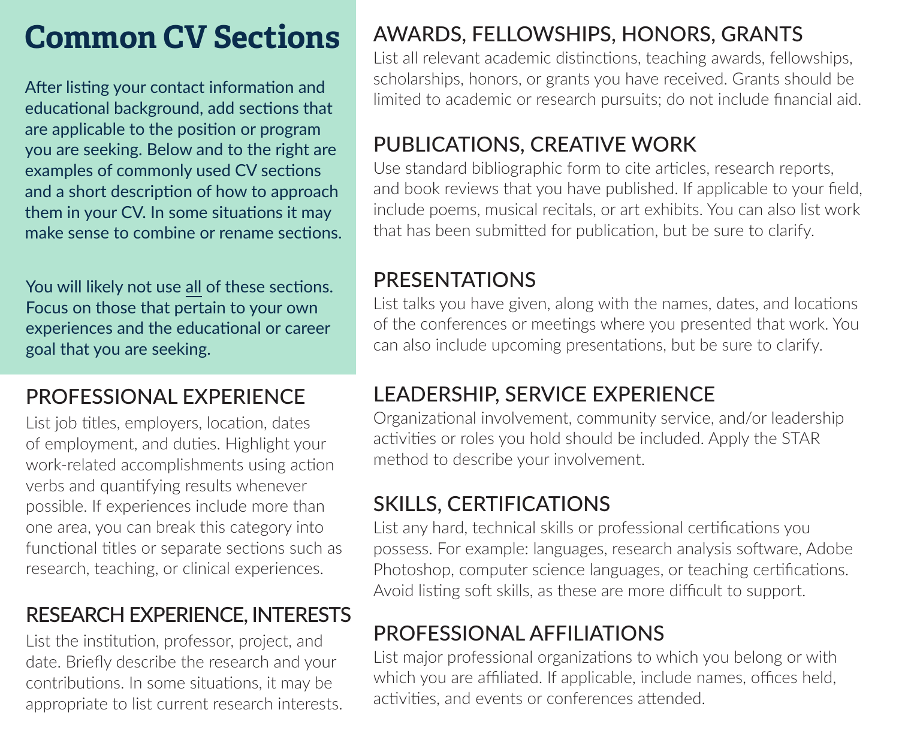# Common CV Sections

After listing your contact information and educational background, add sections that are applicable to the position or program you are seeking. Below and to the right are examples of commonly used CV sections and a short description of how to approach them in your CV. In some situations it may make sense to combine or rename sections.

You will likely not use all of these sections. Focus on those that pertain to your own experiences and the educational or career goal that you are seeking.

## PROFESSIONAL EXPERIENCE

List job titles, employers, location, dates of employment, and duties. Highlight your work-related accomplishments using action verbs and quantifying results whenever possible. If experiences include more than one area, you can break this category into functional titles or separate sections such as research, teaching, or clinical experiences.

## RESEARCH EXPERIENCE, INTERESTS

List the institution, professor, project, and date. Briefly describe the research and your contributions. In some situations, it may be appropriate to list current research interests.

## AWARDS, FELLOWSHIPS, HONORS, GRANTS

List all relevant academic distinctions, teaching awards, fellowships, scholarships, honors, or grants you have received. Grants should be limited to academic or research pursuits; do not include financial aid.

## PUBLICATIONS, CREATIVE WORK

Use standard bibliographic form to cite articles, research reports, and book reviews that you have published. If applicable to your field, include poems, musical recitals, or art exhibits. You can also list work that has been submitted for publication, but be sure to clarify.

## PRESENTATIONS

List talks you have given, along with the names, dates, and locations of the conferences or meetings where you presented that work. You can also include upcoming presentations, but be sure to clarify.

## LEADERSHIP, SERVICE EXPERIENCE

Organizational involvement, community service, and/or leadership activities or roles you hold should be included. Apply the STAR method to describe your involvement.

## SKILLS, CERTIFICATIONS

List any hard, technical skills or professional certifications you possess. For example: languages, research analysis software, Adobe Photoshop, computer science languages, or teaching certifications. Avoid listing soft skills, as these are more difficult to support.

## PROFESSIONAL AFFILIATIONS

List major professional organizations to which you belong or with which you are affiliated. If applicable, include names, offices held, activities, and events or conferences attended.